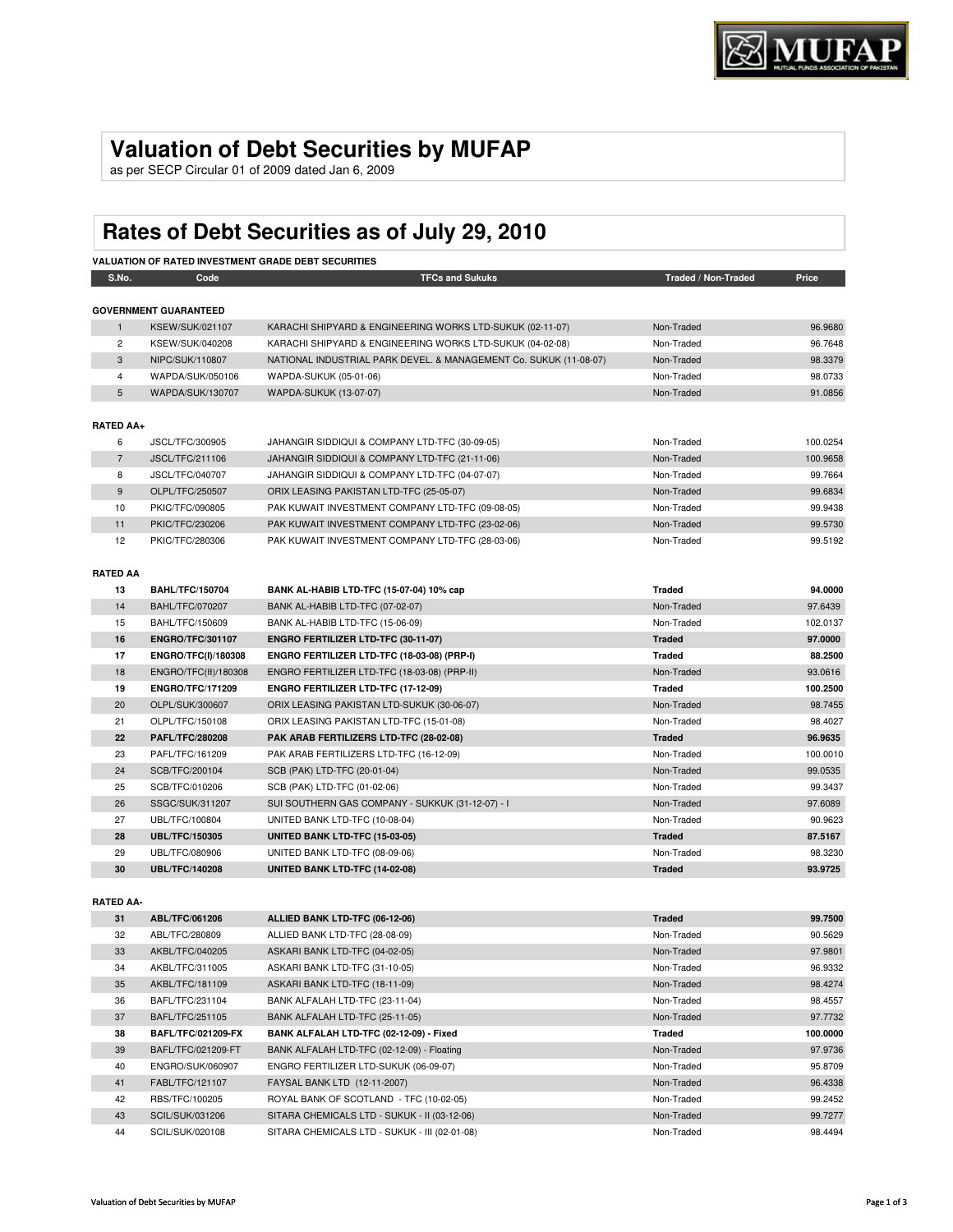# Valuation of Debt Securities by MUFAP

as per SECP Circular 01 of 2009 dated Jan 6, 2009

# Rates of Debt Securities as of July 29, 2010

**VALUATION OF RATED INVESTMENT GRADE DEBT SECURITIES**

| S.No. | Code | TFCs and Sukuks | Traded / Non-Traded | Price |
|---|---|---|---|---|
| **GOVERNMENT GUARANTEED** | | | | |
| 1 | KSEW/SUK/021107 | KARACHI SHIPYARD & ENGINEERING WORKS LTD-SUKUK (02-11-07) | Non-Traded | 96.9680 |
| 2 | KSEW/SUK/040208 | KARACHI SHIPYARD & ENGINEERING WORKS LTD-SUKUK (04-02-08) | Non-Traded | 96.7648 |
| 3 | NIPC/SUK/110807 | NATIONAL INDUSTRIAL PARK DEVEL. & MANAGEMENT Co. SUKUK (11-08-07) | Non-Traded | 98.3379 |
| 4 | WAPDA/SUK/050106 | WAPDA-SUKUK (05-01-06) | Non-Traded | 98.0733 |
| 5 | WAPDA/SUK/130707 | WAPDA-SUKUK (13-07-07) | Non-Traded | 91.0856 |
| **RATED AA+** | | | | |
| 6 | JSCL/TFC/300905 | JAHANGIR SIDDIQUI & COMPANY LTD-TFC (30-09-05) | Non-Traded | 100.0254 |
| 7 | JSCL/TFC/211106 | JAHANGIR SIDDIQUI & COMPANY LTD-TFC (21-11-06) | Non-Traded | 100.9658 |
| 8 | JSCL/TFC/040707 | JAHANGIR SIDDIQUI & COMPANY LTD-TFC (04-07-07) | Non-Traded | 99.7664 |
| 9 | OLPL/TFC/250507 | ORIX LEASING PAKISTAN LTD-TFC (25-05-07) | Non-Traded | 99.6834 |
| 10 | PKIC/TFC/090805 | PAK KUWAIT INVESTMENT COMPANY LTD-TFC (09-08-05) | Non-Traded | 99.9438 |
| 11 | PKIC/TFC/230206 | PAK KUWAIT INVESTMENT COMPANY LTD-TFC (23-02-06) | Non-Traded | 99.5730 |
| 12 | PKIC/TFC/280306 | PAK KUWAIT INVESTMENT COMPANY LTD-TFC (28-03-06) | Non-Traded | 99.5192 |
| **RATED AA** | | | | |
| **13** | **BAHL/TFC/150704** | **BANK AL-HABIB LTD-TFC (15-07-04) 10% cap** | **Traded** | **94.0000** |
| 14 | BAHL/TFC/070207 | BANK AL-HABIB LTD-TFC (07-02-07) | Non-Traded | 97.6439 |
| 15 | BAHL/TFC/150609 | BANK AL-HABIB LTD-TFC (15-06-09) | Non-Traded | 102.0137 |
| **16** | **ENGRO/TFC/301107** | **ENGRO FERTILIZER LTD-TFC (30-11-07)** | **Traded** | **97.0000** |
| **17** | **ENGRO/TFC(I)/180308** | **ENGRO FERTILIZER LTD-TFC (18-03-08) (PRP-I)** | **Traded** | **88.2500** |
| 18 | ENGRO/TFC(II)/180308 | ENGRO FERTILIZER LTD-TFC (18-03-08) (PRP-II) | Non-Traded | 93.0616 |
| **19** | **ENGRO/TFC/171209** | **ENGRO FERTILIZER LTD-TFC (17-12-09)** | **Traded** | **100.2500** |
| 20 | OLPL/SUK/300607 | ORIX LEASING PAKISTAN LTD-SUKUK (30-06-07) | Non-Traded | 98.7455 |
| 21 | OLPL/TFC/150108 | ORIX LEASING PAKISTAN LTD-TFC (15-01-08) | Non-Traded | 98.4027 |
| **22** | **PAFL/TFC/280208** | **PAK ARAB FERTILIZERS LTD-TFC (28-02-08)** | **Traded** | **96.9635** |
| 23 | PAFL/TFC/161209 | PAK ARAB FERTILIZERS LTD-TFC (16-12-09) | Non-Traded | 100.0010 |
| 24 | SCB/TFC/200104 | SCB (PAK) LTD-TFC (20-01-04) | Non-Traded | 99.0535 |
| 25 | SCB/TFC/010206 | SCB (PAK) LTD-TFC (01-02-06) | Non-Traded | 99.3437 |
| 26 | SSGC/SUK/311207 | SUI SOUTHERN GAS COMPANY - SUKKUK (31-12-07) - I | Non-Traded | 97.6089 |
| 27 | UBL/TFC/100804 | UNITED BANK LTD-TFC (10-08-04) | Non-Traded | 90.9623 |
| **28** | **UBL/TFC/150305** | **UNITED BANK LTD-TFC (15-03-05)** | **Traded** | **87.5167** |
| 29 | UBL/TFC/080906 | UNITED BANK LTD-TFC (08-09-06) | Non-Traded | 98.3230 |
| **30** | **UBL/TFC/140208** | **UNITED BANK LTD-TFC (14-02-08)** | **Traded** | **93.9725** |
| **RATED AA-** | | | | |
| **31** | **ABL/TFC/061206** | **ALLIED BANK LTD-TFC (06-12-06)** | **Traded** | **99.7500** |
| 32 | ABL/TFC/280809 | ALLIED BANK LTD-TFC (28-08-09) | Non-Traded | 90.5629 |
| 33 | AKBL/TFC/040205 | ASKARI BANK LTD-TFC (04-02-05) | Non-Traded | 97.9801 |
| 34 | AKBL/TFC/311005 | ASKARI BANK LTD-TFC (31-10-05) | Non-Traded | 96.9332 |
| 35 | AKBL/TFC/181109 | ASKARI BANK LTD-TFC (18-11-09) | Non-Traded | 98.4274 |
| 36 | BAFL/TFC/231104 | BANK ALFALAH LTD-TFC (23-11-04) | Non-Traded | 98.4557 |
| 37 | BAFL/TFC/251105 | BANK ALFALAH LTD-TFC (25-11-05) | Non-Traded | 97.7732 |
| **38** | **BAFL/TFC/021209-FX** | **BANK ALFALAH LTD-TFC (02-12-09) - Fixed** | **Traded** | **100.0000** |
| 39 | BAFL/TFC/021209-FT | BANK ALFALAH LTD-TFC (02-12-09) - Floating | Non-Traded | 97.9736 |
| 40 | ENGRO/SUK/060907 | ENGRO FERTILIZER LTD-SUKUK (06-09-07) | Non-Traded | 95.8709 |
| 41 | FABL/TFC/121107 | FAYSAL BANK LTD (12-11-2007) | Non-Traded | 96.4338 |
| 42 | RBS/TFC/100205 | ROYAL BANK OF SCOTLAND - TFC (10-02-05) | Non-Traded | 99.2452 |
| 43 | SCIL/SUK/031206 | SITARA CHEMICALS LTD - SUKUK - II (03-12-06) | Non-Traded | 99.7277 |
| 44 | SCIL/SUK/020108 | SITARA CHEMICALS LTD - SUKUK - III (02-01-08) | Non-Traded | 98.4494 |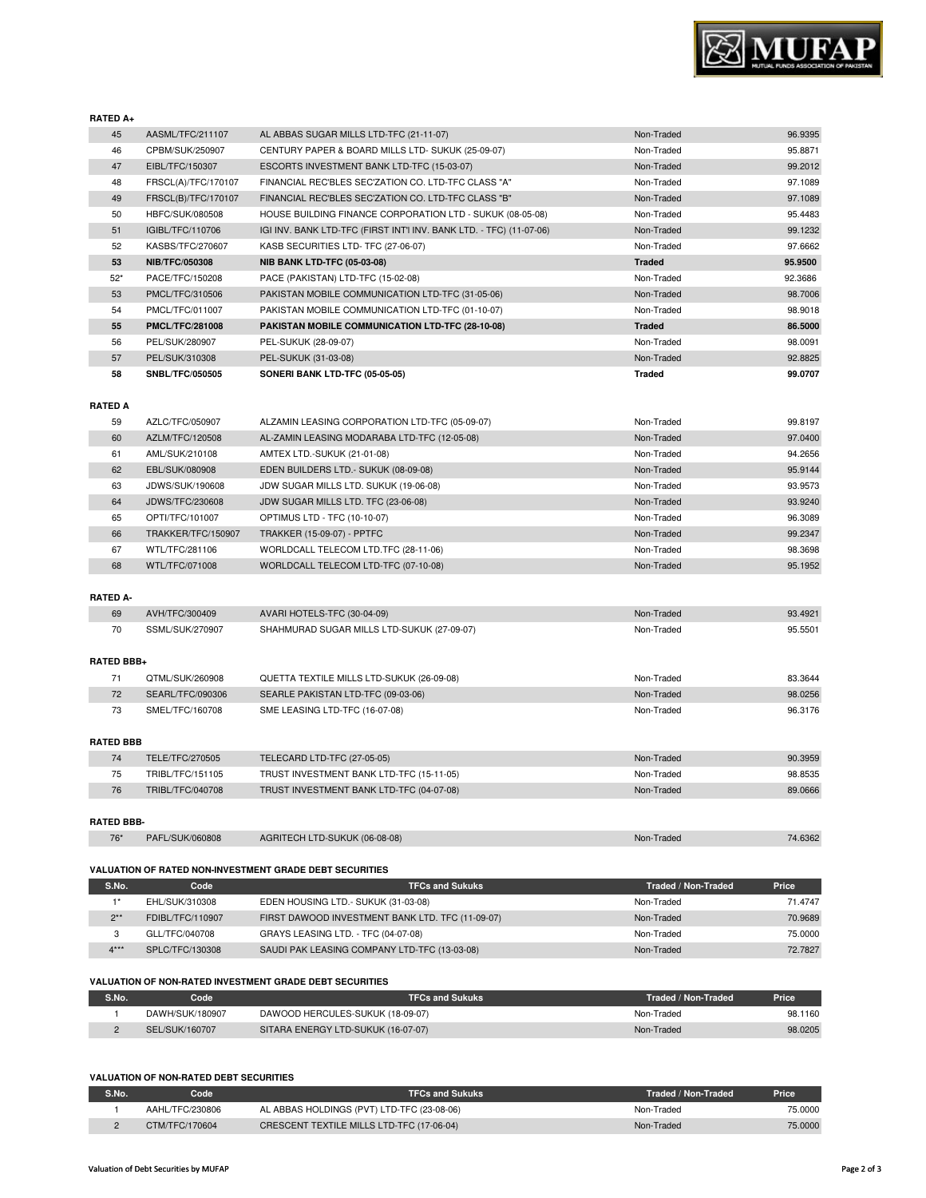**RATED A+**

| | | | | |
|---|---|---|---|---|
| 45 | AASML/TFC/211107 | AL ABBAS SUGAR MILLS LTD-TFC (21-11-07) | Non-Traded | 96.9395 |
| 46 | CPBM/SUK/250907 | CENTURY PAPER & BOARD MILLS LTD- SUKUK (25-09-07) | Non-Traded | 95.8871 |
| 47 | EIBL/TFC/150307 | ESCORTS INVESTMENT BANK LTD-TFC (15-03-07) | Non-Traded | 99.2012 |
| 48 | FRSCL(A)/TFC/170107 | FINANCIAL REC'BLES SEC'ZATION CO. LTD-TFC CLASS "A" | Non-Traded | 97.1089 |
| 49 | FRSCL(B)/TFC/170107 | FINANCIAL REC'BLES SEC'ZATION CO. LTD-TFC CLASS "B" | Non-Traded | 97.1089 |
| 50 | HBFC/SUK/080508 | HOUSE BUILDING FINANCE CORPORATION LTD - SUKUK (08-05-08) | Non-Traded | 95.4483 |
| 51 | IGIBL/TFC/110706 | IGI INV. BANK LTD-TFC (FIRST INT'I INV. BANK LTD. - TFC) (11-07-06) | Non-Traded | 99.1232 |
| 52 | KASBS/TFC/270607 | KASB SECURITIES LTD- TFC (27-06-07) | Non-Traded | 97.6662 |
| **53** | **NIB/TFC/050308** | **NIB BANK LTD-TFC (05-03-08)** | **Traded** | **95.9500** |
| 52* | PACE/TFC/150208 | PACE (PAKISTAN) LTD-TFC (15-02-08) | Non-Traded | 92.3686 |
| 53 | PMCL/TFC/310506 | PAKISTAN MOBILE COMMUNICATION LTD-TFC (31-05-06) | Non-Traded | 98.7006 |
| 54 | PMCL/TFC/011007 | PAKISTAN MOBILE COMMUNICATION LTD-TFC (01-10-07) | Non-Traded | 98.9018 |
| **55** | **PMCL/TFC/281008** | **PAKISTAN MOBILE COMMUNICATION LTD-TFC (28-10-08)** | **Traded** | **86.5000** |
| 56 | PEL/SUK/280907 | PEL-SUKUK (28-09-07) | Non-Traded | 98.0091 |
| 57 | PEL/SUK/310308 | PEL-SUKUK (31-03-08) | Non-Traded | 92.8825 |
| **58** | **SNBL/TFC/050505** | **SONERI BANK LTD-TFC (05-05-05)** | **Traded** | **99.0707** |

**RATED A**

| | | | | |
|---|---|---|---|---|
| 59 | AZLC/TFC/050907 | ALZAMIN LEASING CORPORATION LTD-TFC (05-09-07) | Non-Traded | 99.8197 |
| 60 | AZLM/TFC/120508 | AL-ZAMIN LEASING MODARABA LTD-TFC (12-05-08) | Non-Traded | 97.0400 |
| 61 | AML/SUK/210108 | AMTEX LTD.-SUKUK (21-01-08) | Non-Traded | 94.2656 |
| 62 | EBL/SUK/080908 | EDEN BUILDERS LTD.- SUKUK (08-09-08) | Non-Traded | 95.9144 |
| 63 | JDWS/SUK/190608 | JDW SUGAR MILLS LTD. SUKUK (19-06-08) | Non-Traded | 93.9573 |
| 64 | JDWS/TFC/230608 | JDW SUGAR MILLS LTD. TFC (23-06-08) | Non-Traded | 93.9240 |
| 65 | OPTI/TFC/101007 | OPTIMUS LTD - TFC (10-10-07) | Non-Traded | 96.3089 |
| 66 | TRAKKER/TFC/150907 | TRAKKER (15-09-07) - PPTFC | Non-Traded | 99.2347 |
| 67 | WTL/TFC/281106 | WORLDCALL TELECOM LTD.TFC (28-11-06) | Non-Traded | 98.3698 |
| 68 | WTL/TFC/071008 | WORLDCALL TELECOM LTD-TFC (07-10-08) | Non-Traded | 95.1952 |

**RATED A-**

| | | | | |
|---|---|---|---|---|
| 69 | AVH/TFC/300409 | AVARI HOTELS-TFC (30-04-09) | Non-Traded | 93.4921 |
| 70 | SSML/SUK/270907 | SHAHMURAD SUGAR MILLS LTD-SUKUK (27-09-07) | Non-Traded | 95.5501 |

**RATED BBB+**

| | | | | |
|---|---|---|---|---|
| 71 | QTML/SUK/260908 | QUETTA TEXTILE MILLS LTD-SUKUK (26-09-08) | Non-Traded | 83.3644 |
| 72 | SEARL/TFC/090306 | SEARLE PAKISTAN LTD-TFC (09-03-06) | Non-Traded | 98.0256 |
| 73 | SMEL/TFC/160708 | SME LEASING LTD-TFC (16-07-08) | Non-Traded | 96.3176 |

**RATED BBB**

| | | | | |
|---|---|---|---|---|
| 74 | TELE/TFC/270505 | TELECARD LTD-TFC (27-05-05) | Non-Traded | 90.3959 |
| 75 | TRIBL/TFC/151105 | TRUST INVESTMENT BANK LTD-TFC (15-11-05) | Non-Traded | 98.8535 |
| 76 | TRIBL/TFC/040708 | TRUST INVESTMENT BANK LTD-TFC (04-07-08) | Non-Traded | 89.0666 |

**RATED BBB-**

| | | | | |
|---|---|---|---|---|
| 76* | PAFL/SUK/060808 | AGRITECH LTD-SUKUK (06-08-08) | Non-Traded | 74.6362 |

**VALUATION OF RATED NON-INVESTMENT GRADE DEBT SECURITIES**

| S.No. | Code | TFCs and Sukuks | Traded / Non-Traded | Price |
|---|---|---|---|---|
| 1* | EHL/SUK/310308 | EDEN HOUSING LTD.- SUKUK (31-03-08) | Non-Traded | 71.4747 |
| 2** | FDIBL/TFC/110907 | FIRST DAWOOD INVESTMENT BANK LTD. TFC (11-09-07) | Non-Traded | 70.9689 |
| 3 | GLL/TFC/040708 | GRAYS LEASING LTD. - TFC (04-07-08) | Non-Traded | 75.0000 |
| 4*** | SPLC/TFC/130308 | SAUDI PAK LEASING COMPANY LTD-TFC (13-03-08) | Non-Traded | 72.7827 |

**VALUATION OF NON-RATED INVESTMENT GRADE DEBT SECURITIES**

| S.No. | Code | TFCs and Sukuks | Traded / Non-Traded | Price |
|---|---|---|---|---|
| 1 | DAWH/SUK/180907 | DAWOOD HERCULES-SUKUK (18-09-07) | Non-Traded | 98.1160 |
| 2 | SEL/SUK/160707 | SITARA ENERGY LTD-SUKUK (16-07-07) | Non-Traded | 98.0205 |

**VALUATION OF NON-RATED DEBT SECURITIES**

| S.No. | Code | TFCs and Sukuks | Traded / Non-Traded | Price |
|---|---|---|---|---|
| 1 | AAHL/TFC/230806 | AL ABBAS HOLDINGS (PVT) LTD-TFC (23-08-06) | Non-Traded | 75.0000 |
| 2 | CTM/TFC/170604 | CRESCENT TEXTILE MILLS LTD-TFC (17-06-04) | Non-Traded | 75.0000 |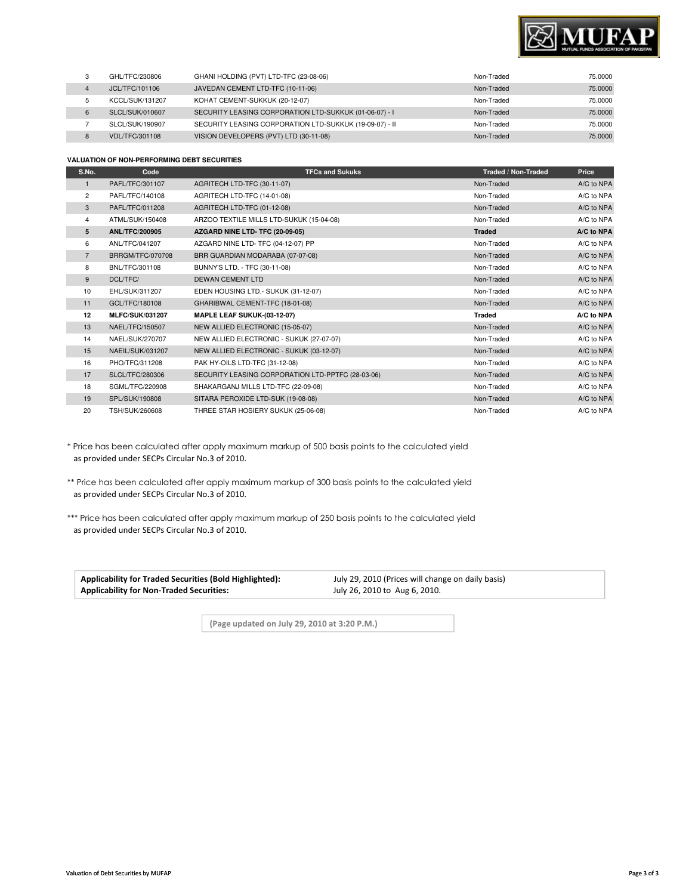| | | | | |
|---|---|---|---|---|
| 3 | GHL/TFC/230806 | GHANI HOLDING (PVT) LTD-TFC (23-08-06) | Non-Traded | 75.0000 |
| 4 | JCL/TFC/101106 | JAVEDAN CEMENT LTD-TFC (10-11-06) | Non-Traded | 75.0000 |
| 5 | KCCL/SUK/131207 | KOHAT CEMENT-SUKKUK (20-12-07) | Non-Traded | 75.0000 |
| 6 | SLCL/SUK/010607 | SECURITY LEASING CORPORATION LTD-SUKKUK (01-06-07) - I | Non-Traded | 75.0000 |
| 7 | SLCL/SUK/190907 | SECURITY LEASING CORPORATION LTD-SUKKUK (19-09-07) - II | Non-Traded | 75.0000 |
| 8 | VDL/TFC/301108 | VISION DEVELOPERS (PVT) LTD (30-11-08) | Non-Traded | 75.0000 |

**VALUATION OF NON-PERFORMING DEBT SECURITIES**

| S.No. | Code | TFCs and Sukuks | Traded / Non-Traded | Price |
|---|---|---|---|---|
| 1 | PAFL/TFC/301107 | AGRITECH LTD-TFC (30-11-07) | Non-Traded | A/C to NPA |
| 2 | PAFL/TFC/140108 | AGRITECH LTD-TFC (14-01-08) | Non-Traded | A/C to NPA |
| 3 | PAFL/TFC/011208 | AGRITECH LTD-TFC (01-12-08) | Non-Traded | A/C to NPA |
| 4 | ATML/SUK/150408 | ARZOO TEXTILE MILLS LTD-SUKUK (15-04-08) | Non-Traded | A/C to NPA |
| **5** | **ANL/TFC/200905** | **AZGARD NINE LTD- TFC (20-09-05)** | **Traded** | **A/C to NPA** |
| 6 | ANL/TFC/041207 | AZGARD NINE LTD- TFC (04-12-07) PP | Non-Traded | A/C to NPA |
| 7 | BRRGM/TFC/070708 | BRR GUARDIAN MODARABA (07-07-08) | Non-Traded | A/C to NPA |
| 8 | BNL/TFC/301108 | BUNNY'S LTD. - TFC (30-11-08) | Non-Traded | A/C to NPA |
| 9 | DCL/TFC/ | DEWAN CEMENT LTD | Non-Traded | A/C to NPA |
| 10 | EHL/SUK/311207 | EDEN HOUSING LTD.- SUKUK (31-12-07) | Non-Traded | A/C to NPA |
| 11 | GCL/TFC/180108 | GHARIBWAL CEMENT-TFC (18-01-08) | Non-Traded | A/C to NPA |
| **12** | **MLFC/SUK/031207** | **MAPLE LEAF SUKUK-(03-12-07)** | **Traded** | **A/C to NPA** |
| 13 | NAEL/TFC/150507 | NEW ALLIED ELECTRONIC (15-05-07) | Non-Traded | A/C to NPA |
| 14 | NAEL/SUK/270707 | NEW ALLIED ELECTRONIC - SUKUK (27-07-07) | Non-Traded | A/C to NPA |
| 15 | NAEIL/SUK/031207 | NEW ALLIED ELECTRONIC - SUKUK (03-12-07) | Non-Traded | A/C to NPA |
| 16 | PHO/TFC/311208 | PAK HY-OILS LTD-TFC (31-12-08) | Non-Traded | A/C to NPA |
| 17 | SLCL/TFC/280306 | SECURITY LEASING CORPORATION LTD-PPTFC (28-03-06) | Non-Traded | A/C to NPA |
| 18 | SGML/TFC/220908 | SHAKARGANJ MILLS LTD-TFC (22-09-08) | Non-Traded | A/C to NPA |
| 19 | SPL/SUK/190808 | SITARA PEROXIDE LTD-SUK (19-08-08) | Non-Traded | A/C to NPA |
| 20 | TSH/SUK/260608 | THREE STAR HOSIERY SUKUK (25-06-08) | Non-Traded | A/C to NPA |

\* Price has been calculated after apply maximum markup of 500 basis points to the calculated yield as provided under SECPs Circular No.3 of 2010.

\** Price has been calculated after apply maximum markup of 300 basis points to the calculated yield as provided under SECPs Circular No.3 of 2010.

\*** Price has been calculated after apply maximum markup of 250 basis points to the calculated yield as provided under SECPs Circular No.3 of 2010.

| | |
|---|---|
| **Applicability for Traded Securities (Bold Highlighted):** | July 29, 2010 (Prices will change on daily basis) |
| **Applicability for Non-Traded Securities:** | July 26, 2010 to Aug 6, 2010. |

**(Page updated on July 29, 2010 at 3:20 P.M.)**